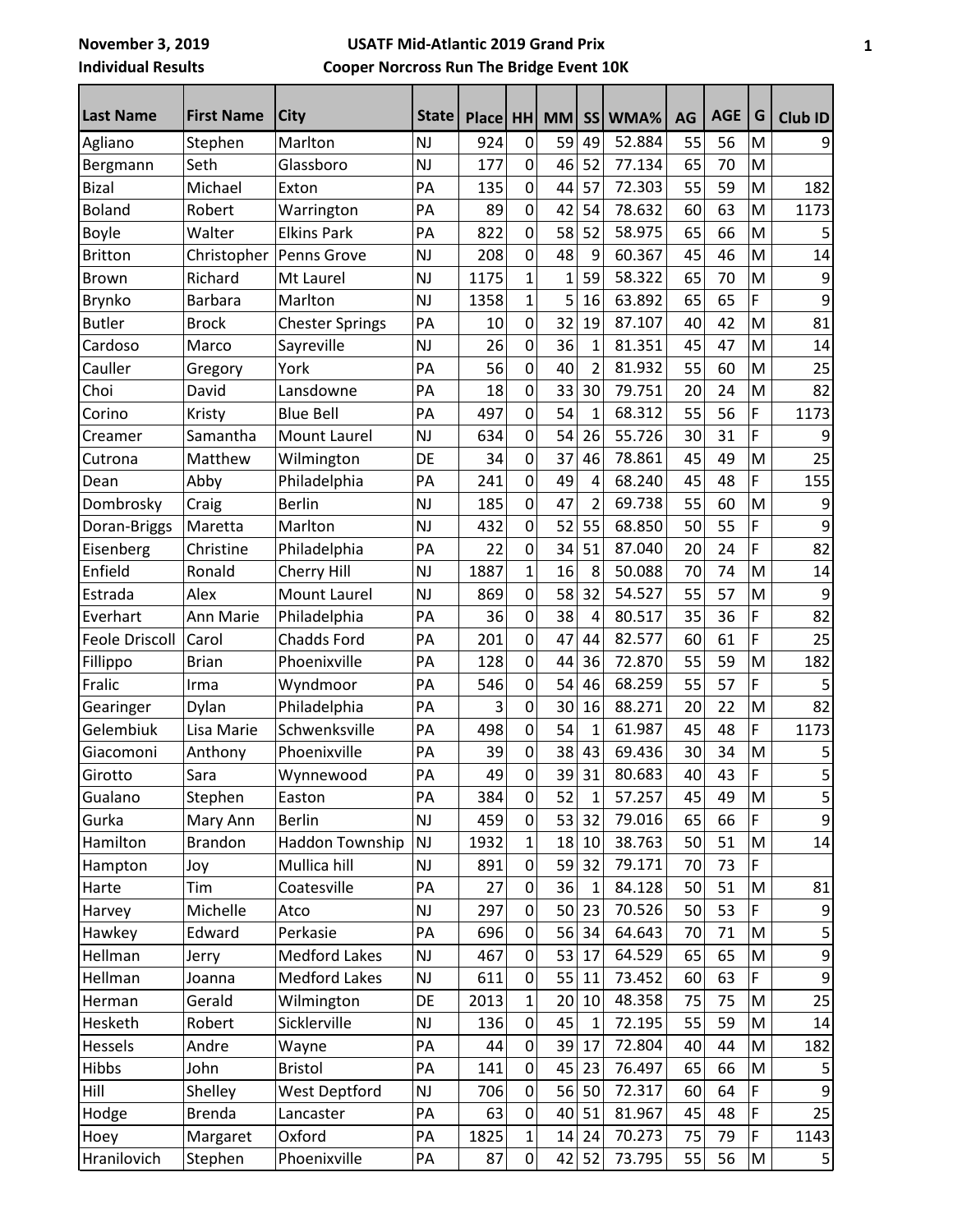November 3, 2019 **USATF Mid-Atlantic 2019 Grand Prix**

Individual Results **Cooper Norcross Run The Bridge Event 10K**

| Last Name | First Name | City | State | Place | HH | MM | SS | WMA% | AG | AGE | G | Club ID |
|---|---|---|---|---|---|---|---|---|---|---|---|---|
| Agliano | Stephen | Marlton | NJ | 924 | 0 | 59 | 49 | 52.884 | 55 | 56 | M | 9 |
| Bergmann | Seth | Glassboro | NJ | 177 | 0 | 46 | 52 | 77.134 | 65 | 70 | M | |
| Bizal | Michael | Exton | PA | 135 | 0 | 44 | 57 | 72.303 | 55 | 59 | M | 182 |
| Boland | Robert | Warrington | PA | 89 | 0 | 42 | 54 | 78.632 | 60 | 63 | M | 1173 |
| Boyle | Walter | Elkins Park | PA | 822 | 0 | 58 | 52 | 58.975 | 65 | 66 | M | 5 |
| Britton | Christopher | Penns Grove | NJ | 208 | 0 | 48 | 9 | 60.367 | 45 | 46 | M | 14 |
| Brown | Richard | Mt Laurel | NJ | 1175 | 1 | 1 | 59 | 58.322 | 65 | 70 | M | 9 |
| Brynko | Barbara | Marlton | NJ | 1358 | 1 | 5 | 16 | 63.892 | 65 | 65 | F | 9 |
| Butler | Brock | Chester Springs | PA | 10 | 0 | 32 | 19 | 87.107 | 40 | 42 | M | 81 |
| Cardoso | Marco | Sayreville | NJ | 26 | 0 | 36 | 1 | 81.351 | 45 | 47 | M | 14 |
| Cauller | Gregory | York | PA | 56 | 0 | 40 | 2 | 81.932 | 55 | 60 | M | 25 |
| Choi | David | Lansdowne | PA | 18 | 0 | 33 | 30 | 79.751 | 20 | 24 | M | 82 |
| Corino | Kristy | Blue Bell | PA | 497 | 0 | 54 | 1 | 68.312 | 55 | 56 | F | 1173 |
| Creamer | Samantha | Mount Laurel | NJ | 634 | 0 | 54 | 26 | 55.726 | 30 | 31 | F | 9 |
| Cutrona | Matthew | Wilmington | DE | 34 | 0 | 37 | 46 | 78.861 | 45 | 49 | M | 25 |
| Dean | Abby | Philadelphia | PA | 241 | 0 | 49 | 4 | 68.240 | 45 | 48 | F | 155 |
| Dombrosky | Craig | Berlin | NJ | 185 | 0 | 47 | 2 | 69.738 | 55 | 60 | M | 9 |
| Doran-Briggs | Maretta | Marlton | NJ | 432 | 0 | 52 | 55 | 68.850 | 50 | 55 | F | 9 |
| Eisenberg | Christine | Philadelphia | PA | 22 | 0 | 34 | 51 | 87.040 | 20 | 24 | F | 82 |
| Enfield | Ronald | Cherry Hill | NJ | 1887 | 1 | 16 | 8 | 50.088 | 70 | 74 | M | 14 |
| Estrada | Alex | Mount Laurel | NJ | 869 | 0 | 58 | 32 | 54.527 | 55 | 57 | M | 9 |
| Everhart | Ann Marie | Philadelphia | PA | 36 | 0 | 38 | 4 | 80.517 | 35 | 36 | F | 82 |
| Feole Driscoll | Carol | Chadds Ford | PA | 201 | 0 | 47 | 44 | 82.577 | 60 | 61 | F | 25 |
| Fillippo | Brian | Phoenixville | PA | 128 | 0 | 44 | 36 | 72.870 | 55 | 59 | M | 182 |
| Fralic | Irma | Wyndmoor | PA | 546 | 0 | 54 | 46 | 68.259 | 55 | 57 | F | 5 |
| Gearinger | Dylan | Philadelphia | PA | 3 | 0 | 30 | 16 | 88.271 | 20 | 22 | M | 82 |
| Gelembiuk | Lisa Marie | Schwenksville | PA | 498 | 0 | 54 | 1 | 61.987 | 45 | 48 | F | 1173 |
| Giacomoni | Anthony | Phoenixville | PA | 39 | 0 | 38 | 43 | 69.436 | 30 | 34 | M | 5 |
| Girotto | Sara | Wynnewood | PA | 49 | 0 | 39 | 31 | 80.683 | 40 | 43 | F | 5 |
| Gualano | Stephen | Easton | PA | 384 | 0 | 52 | 1 | 57.257 | 45 | 49 | M | 5 |
| Gurka | Mary Ann | Berlin | NJ | 459 | 0 | 53 | 32 | 79.016 | 65 | 66 | F | 9 |
| Hamilton | Brandon | Haddon Township | NJ | 1932 | 1 | 18 | 10 | 38.763 | 50 | 51 | M | 14 |
| Hampton | Joy | Mullica hill | NJ | 891 | 0 | 59 | 32 | 79.171 | 70 | 73 | F | |
| Harte | Tim | Coatesville | PA | 27 | 0 | 36 | 1 | 84.128 | 50 | 51 | M | 81 |
| Harvey | Michelle | Atco | NJ | 297 | 0 | 50 | 23 | 70.526 | 50 | 53 | F | 9 |
| Hawkey | Edward | Perkasie | PA | 696 | 0 | 56 | 34 | 64.643 | 70 | 71 | M | 5 |
| Hellman | Jerry | Medford Lakes | NJ | 467 | 0 | 53 | 17 | 64.529 | 65 | 65 | M | 9 |
| Hellman | Joanna | Medford Lakes | NJ | 611 | 0 | 55 | 11 | 73.452 | 60 | 63 | F | 9 |
| Herman | Gerald | Wilmington | DE | 2013 | 1 | 20 | 10 | 48.358 | 75 | 75 | M | 25 |
| Hesketh | Robert | Sicklerville | NJ | 136 | 0 | 45 | 1 | 72.195 | 55 | 59 | M | 14 |
| Hessels | Andre | Wayne | PA | 44 | 0 | 39 | 17 | 72.804 | 40 | 44 | M | 182 |
| Hibbs | John | Bristol | PA | 141 | 0 | 45 | 23 | 76.497 | 65 | 66 | M | 5 |
| Hill | Shelley | West Deptford | NJ | 706 | 0 | 56 | 50 | 72.317 | 60 | 64 | F | 9 |
| Hodge | Brenda | Lancaster | PA | 63 | 0 | 40 | 51 | 81.967 | 45 | 48 | F | 25 |
| Hoey | Margaret | Oxford | PA | 1825 | 1 | 14 | 24 | 70.273 | 75 | 79 | F | 1143 |
| Hranilovich | Stephen | Phoenixville | PA | 87 | 0 | 42 | 52 | 73.795 | 55 | 56 | M | 5 |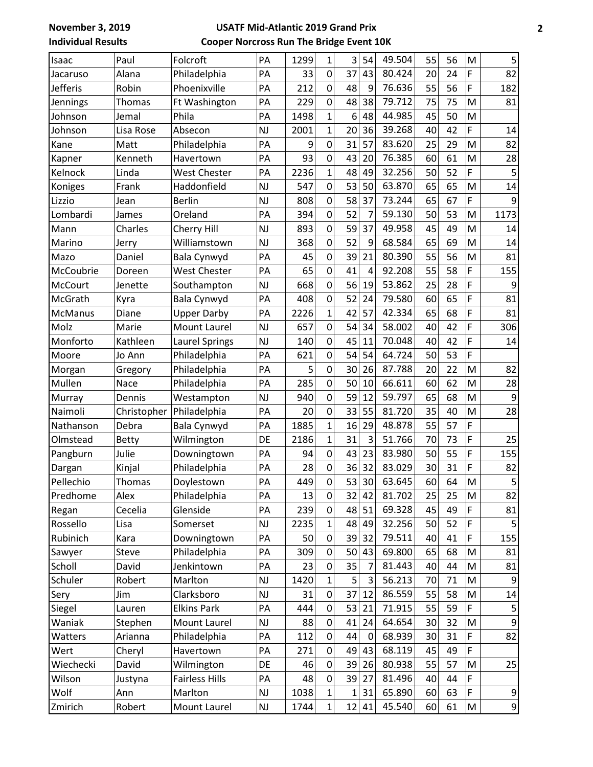November 3, 2019 **USATF Mid-Atlantic 2019 Grand Prix**

Individual Results **Cooper Norcross Run The Bridge Event 10K**

| | | | | | | | | | | | | |
|---|---|---|---|---|---|---|---|---|---|---|---|---|
| Isaac | Paul | Folcroft | PA | 1299 | 1 | 3 | 54 | 49.504 | 55 | 56 | M | 5 |
| Jacaruso | Alana | Philadelphia | PA | 33 | 0 | 37 | 43 | 80.424 | 20 | 24 | F | 82 |
| Jefferis | Robin | Phoenixville | PA | 212 | 0 | 48 | 9 | 76.636 | 55 | 56 | F | 182 |
| Jennings | Thomas | Ft Washington | PA | 229 | 0 | 48 | 38 | 79.712 | 75 | 75 | M | 81 |
| Johnson | Jemal | Phila | PA | 1498 | 1 | 6 | 48 | 44.985 | 45 | 50 | M | |
| Johnson | Lisa Rose | Absecon | NJ | 2001 | 1 | 20 | 36 | 39.268 | 40 | 42 | F | 14 |
| Kane | Matt | Philadelphia | PA | 9 | 0 | 31 | 57 | 83.620 | 25 | 29 | M | 82 |
| Kapner | Kenneth | Havertown | PA | 93 | 0 | 43 | 20 | 76.385 | 60 | 61 | M | 28 |
| Kelnock | Linda | West Chester | PA | 2236 | 1 | 48 | 49 | 32.256 | 50 | 52 | F | 5 |
| Koniges | Frank | Haddonfield | NJ | 547 | 0 | 53 | 50 | 63.870 | 65 | 65 | M | 14 |
| Lizzio | Jean | Berlin | NJ | 808 | 0 | 58 | 37 | 73.244 | 65 | 67 | F | 9 |
| Lombardi | James | Oreland | PA | 394 | 0 | 52 | 7 | 59.130 | 50 | 53 | M | 1173 |
| Mann | Charles | Cherry Hill | NJ | 893 | 0 | 59 | 37 | 49.958 | 45 | 49 | M | 14 |
| Marino | Jerry | Williamstown | NJ | 368 | 0 | 52 | 9 | 68.584 | 65 | 69 | M | 14 |
| Mazo | Daniel | Bala Cynwyd | PA | 45 | 0 | 39 | 21 | 80.390 | 55 | 56 | M | 81 |
| McCoubrie | Doreen | West Chester | PA | 65 | 0 | 41 | 4 | 92.208 | 55 | 58 | F | 155 |
| McCourt | Jenette | Southampton | NJ | 668 | 0 | 56 | 19 | 53.862 | 25 | 28 | F | 9 |
| McGrath | Kyra | Bala Cynwyd | PA | 408 | 0 | 52 | 24 | 79.580 | 60 | 65 | F | 81 |
| McManus | Diane | Upper Darby | PA | 2226 | 1 | 42 | 57 | 42.334 | 65 | 68 | F | 81 |
| Molz | Marie | Mount Laurel | NJ | 657 | 0 | 54 | 34 | 58.002 | 40 | 42 | F | 306 |
| Monforto | Kathleen | Laurel Springs | NJ | 140 | 0 | 45 | 11 | 70.048 | 40 | 42 | F | 14 |
| Moore | Jo Ann | Philadelphia | PA | 621 | 0 | 54 | 54 | 64.724 | 50 | 53 | F | |
| Morgan | Gregory | Philadelphia | PA | 5 | 0 | 30 | 26 | 87.788 | 20 | 22 | M | 82 |
| Mullen | Nace | Philadelphia | PA | 285 | 0 | 50 | 10 | 66.611 | 60 | 62 | M | 28 |
| Murray | Dennis | Westampton | NJ | 940 | 0 | 59 | 12 | 59.797 | 65 | 68 | M | 9 |
| Naimoli | Christopher | Philadelphia | PA | 20 | 0 | 33 | 55 | 81.720 | 35 | 40 | M | 28 |
| Nathanson | Debra | Bala Cynwyd | PA | 1885 | 1 | 16 | 29 | 48.878 | 55 | 57 | F | |
| Olmstead | Betty | Wilmington | DE | 2186 | 1 | 31 | 3 | 51.766 | 70 | 73 | F | 25 |
| Pangburn | Julie | Downingtown | PA | 94 | 0 | 43 | 23 | 83.980 | 50 | 55 | F | 155 |
| Dargan | Kinjal | Philadelphia | PA | 28 | 0 | 36 | 32 | 83.029 | 30 | 31 | F | 82 |
| Pellechio | Thomas | Doylestown | PA | 449 | 0 | 53 | 30 | 63.645 | 60 | 64 | M | 5 |
| Predhome | Alex | Philadelphia | PA | 13 | 0 | 32 | 42 | 81.702 | 25 | 25 | M | 82 |
| Regan | Cecelia | Glenside | PA | 239 | 0 | 48 | 51 | 69.328 | 45 | 49 | F | 81 |
| Rossello | Lisa | Somerset | NJ | 2235 | 1 | 48 | 49 | 32.256 | 50 | 52 | F | 5 |
| Rubinich | Kara | Downingtown | PA | 50 | 0 | 39 | 32 | 79.511 | 40 | 41 | F | 155 |
| Sawyer | Steve | Philadelphia | PA | 309 | 0 | 50 | 43 | 69.800 | 65 | 68 | M | 81 |
| Scholl | David | Jenkintown | PA | 23 | 0 | 35 | 7 | 81.443 | 40 | 44 | M | 81 |
| Schuler | Robert | Marlton | NJ | 1420 | 1 | 5 | 3 | 56.213 | 70 | 71 | M | 9 |
| Sery | Jim | Clarksboro | NJ | 31 | 0 | 37 | 12 | 86.559 | 55 | 58 | M | 14 |
| Siegel | Lauren | Elkins Park | PA | 444 | 0 | 53 | 21 | 71.915 | 55 | 59 | F | 5 |
| Waniak | Stephen | Mount Laurel | NJ | 88 | 0 | 41 | 24 | 64.654 | 30 | 32 | M | 9 |
| Watters | Arianna | Philadelphia | PA | 112 | 0 | 44 | 0 | 68.939 | 30 | 31 | F | 82 |
| Wert | Cheryl | Havertown | PA | 271 | 0 | 49 | 43 | 68.119 | 45 | 49 | F | |
| Wiechecki | David | Wilmington | DE | 46 | 0 | 39 | 26 | 80.938 | 55 | 57 | M | 25 |
| Wilson | Justyna | Fairless Hills | PA | 48 | 0 | 39 | 27 | 81.496 | 40 | 44 | F | |
| Wolf | Ann | Marlton | NJ | 1038 | 1 | 1 | 31 | 65.890 | 60 | 63 | F | 9 |
| Zmirich | Robert | Mount Laurel | NJ | 1744 | 1 | 12 | 41 | 45.540 | 60 | 61 | M | 9 |